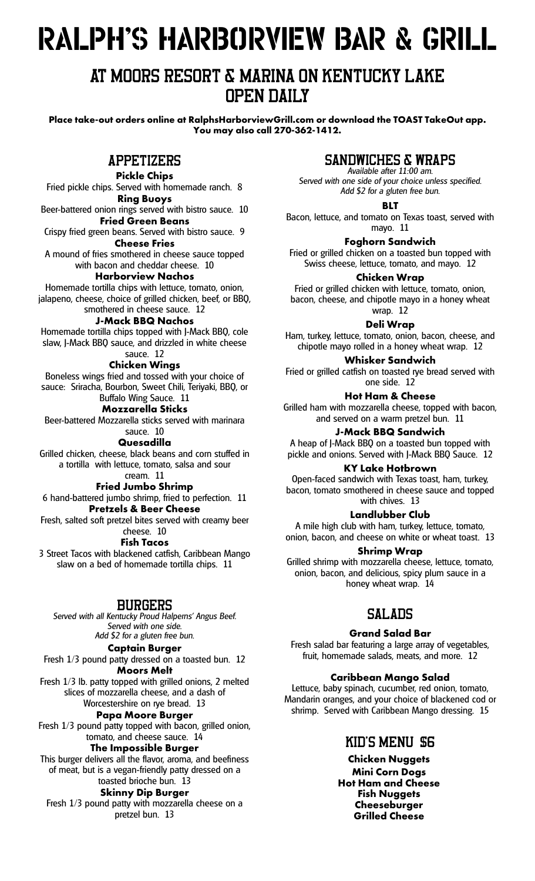# RALPH'S HARBORVIEW BAR & GRILL

## AT MOORS RESORT & MARINA ON KENTUCKY LAKE
## OPEN DAILY

**Place take-out orders online at RalphsHarborviewGrill.com or download the TOAST TakeOut app. You may also call 270-362-1412.**

## APPETIZERS

**Pickle Chips**
Fried pickle chips. Served with homemade ranch. 8

**Ring Buoys**
Beer-battered onion rings served with bistro sauce. 10

**Fried Green Beans**
Crispy fried green beans. Served with bistro sauce. 9

**Cheese Fries**
A mound of fries smothered in cheese sauce topped with bacon and cheddar cheese. 10

**Harborview Nachos**
Homemade tortilla chips with lettuce, tomato, onion, jalapeno, cheese, choice of grilled chicken, beef, or BBQ, smothered in cheese sauce. 12

**J-Mack BBQ Nachos**
Homemade tortilla chips topped with J-Mack BBQ, cole slaw, J-Mack BBQ sauce, and drizzled in white cheese sauce. 12

**Chicken Wings**
Boneless wings fried and tossed with your choice of sauce: Sriracha, Bourbon, Sweet Chili, Teriyaki, BBQ, or Buffalo Wing Sauce. 11

**Mozzarella Sticks**
Beer-battered Mozzarella sticks served with marinara sauce. 10

**Quesadilla**
Grilled chicken, cheese, black beans and corn stuffed in a tortilla with lettuce, tomato, salsa and sour cream. 11

**Fried Jumbo Shrimp**
6 hand-battered jumbo shrimp, fried to perfection. 11

**Pretzels & Beer Cheese**
Fresh, salted soft pretzel bites served with creamy beer cheese. 10

**Fish Tacos**
3 Street Tacos with blackened catfish, Caribbean Mango slaw on a bed of homemade tortilla chips. 11

## BURGERS

*Served with all Kentucky Proud Halperns' Angus Beef.*
*Served with one side.*
*Add $2 for a gluten free bun.*

**Captain Burger**
Fresh 1/3 pound patty dressed on a toasted bun. 12

**Moors Melt**
Fresh 1/3 lb. patty topped with grilled onions, 2 melted slices of mozzarella cheese, and a dash of Worcestershire on rye bread. 13

**Papa Moore Burger**
Fresh 1/3 pound patty topped with bacon, grilled onion, tomato, and cheese sauce. 14

**The Impossible Burger**
This burger delivers all the flavor, aroma, and beefiness of meat, but is a vegan-friendly patty dressed on a toasted brioche bun. 13

**Skinny Dip Burger**
Fresh 1/3 pound patty with mozzarella cheese on a pretzel bun. 13

## SANDWICHES & WRAPS

*Available after 11:00 am.*
*Served with one side of your choice unless specified.*
*Add $2 for a gluten free bun.*

**BLT**
Bacon, lettuce, and tomato on Texas toast, served with mayo. 11

**Foghorn Sandwich**
Fried or grilled chicken on a toasted bun topped with Swiss cheese, lettuce, tomato, and mayo. 12

**Chicken Wrap**
Fried or grilled chicken with lettuce, tomato, onion, bacon, cheese, and chipotle mayo in a honey wheat wrap. 12

**Deli Wrap**
Ham, turkey, lettuce, tomato, onion, bacon, cheese, and chipotle mayo rolled in a honey wheat wrap. 12

**Whisker Sandwich**
Fried or grilled catfish on toasted rye bread served with one side. 12

**Hot Ham & Cheese**
Grilled ham with mozzarella cheese, topped with bacon, and served on a warm pretzel bun. 11

**J-Mack BBQ Sandwich**
A heap of J-Mack BBQ on a toasted bun topped with pickle and onions. Served with J-Mack BBQ Sauce. 12

**KY Lake Hotbrown**
Open-faced sandwich with Texas toast, ham, turkey, bacon, tomato smothered in cheese sauce and topped with chives. 13

**Landlubber Club**
A mile high club with ham, turkey, lettuce, tomato, onion, bacon, and cheese on white or wheat toast. 13

**Shrimp Wrap**
Grilled shrimp with mozzarella cheese, lettuce, tomato, onion, bacon, and delicious, spicy plum sauce in a honey wheat wrap. 14

## SALADS

**Grand Salad Bar**
Fresh salad bar featuring a large array of vegetables, fruit, homemade salads, meats, and more. 12

**Caribbean Mango Salad**
Lettuce, baby spinach, cucumber, red onion, tomato, Mandarin oranges, and your choice of blackened cod or shrimp. Served with Caribbean Mango dressing. 15

## KID'S MENU $6

**Chicken Nuggets**
**Mini Corn Dogs**
**Hot Ham and Cheese**
**Fish Nuggets**
**Cheeseburger**
**Grilled Cheese**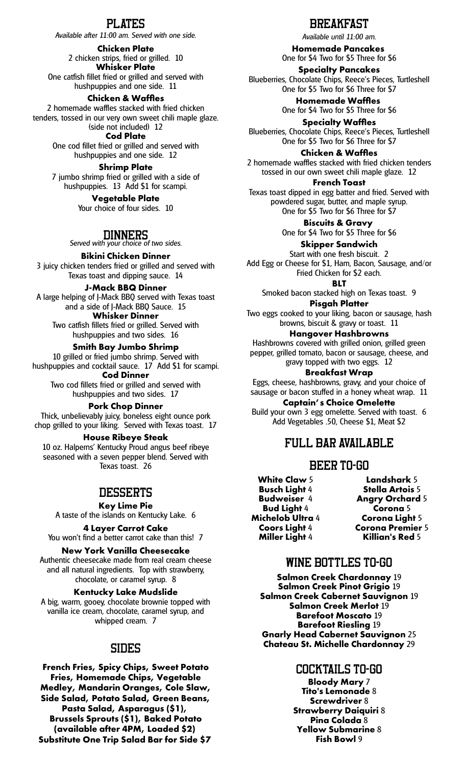## PLATES

*Available after 11:00 am. Served with one side.*

**Chicken Plate**
2 chicken strips, fried or grilled. 10

**Whisker Plate**
One catfish fillet fried or grilled and served with hushpuppies and one side. 11

**Chicken & Waffles**
2 homemade waffles stacked with fried chicken tenders, tossed in our very own sweet chili maple glaze. (side not included) 12

**Cod Plate**
One cod fillet fried or grilled and served with hushpuppies and one side. 12

**Shrimp Plate**
7 jumbo shrimp fried or grilled with a side of hushpuppies. 13 Add $1 for scampi.

**Vegetable Plate**
Your choice of four sides. 10

## DINNERS

*Served with your choice of two sides.*

**Bikini Chicken Dinner**
3 juicy chicken tenders fried or grilled and served with Texas toast and dipping sauce. 14

**J-Mack BBQ Dinner**
A large helping of J-Mack BBQ served with Texas toast and a side of J-Mack BBQ Sauce. 15

**Whisker Dinner**
Two catfish fillets fried or grilled. Served with hushpuppies and two sides. 16

**Smith Bay Jumbo Shrimp**
10 grilled or fried jumbo shrimp. Served with hushpuppies and cocktail sauce. 17 Add $1 for scampi.

**Cod Dinner**
Two cod fillets fried or grilled and served with hushpuppies and two sides. 17

**Pork Chop Dinner**
Thick, unbelievably juicy, boneless eight ounce pork chop grilled to your liking. Served with Texas toast. 17

**House Ribeye Steak**
10 oz. Halperns' Kentucky Proud angus beef ribeye seasoned with a seven pepper blend. Served with Texas toast. 26

## DESSERTS

**Key Lime Pie**
A taste of the islands on Kentucky Lake. 6

**4 Layer Carrot Cake**
You won't find a better carrot cake than this! 7

**New York Vanilla Cheesecake**
Authentic cheesecake made from real cream cheese and all natural ingredients. Top with strawberry, chocolate, or caramel syrup. 8

**Kentucky Lake Mudslide**
A big, warm, gooey, chocolate brownie topped with vanilla ice cream, chocolate, caramel syrup, and whipped cream. 7

## SIDES

**French Fries, Spicy Chips, Sweet Potato Fries, Homemade Chips, Vegetable Medley, Mandarin Oranges, Cole Slaw, Side Salad, Potato Salad, Green Beans, Pasta Salad, Asparagus ($1), Brussels Sprouts ($1), Baked Potato (available after 4PM, Loaded $2)**
**Substitute One Trip Salad Bar for Side $7**

## BREAKFAST

*Available until 11:00 am.*

**Homemade Pancakes**
One for $4 Two for $5 Three for $6

**Specialty Pancakes**
Blueberries, Chocolate Chips, Reece's Pieces, Turtleshell
One for $5 Two for $6 Three for $7

**Homemade Waffles**
One for $4 Two for $5 Three for $6

**Specialty Waffles**
Blueberries, Chocolate Chips, Reece's Pieces, Turtleshell
One for $5 Two for $6 Three for $7

**Chicken & Waffles**
2 homemade waffles stacked with fried chicken tenders tossed in our own sweet chili maple glaze. 12

**French Toast**
Texas toast dipped in egg batter and fried. Served with powdered sugar, butter, and maple syrup.
One for $5 Two for $6 Three for $7

**Biscuits & Gravy**
One for $4 Two for $5 Three for $6

**Skipper Sandwich**
Start with one fresh biscuit. 2
Add Egg or Cheese for $1, Ham, Bacon, Sausage, and/or Fried Chicken for $2 each.

**BLT**
Smoked bacon stacked high on Texas toast. 9

**Pisgah Platter**
Two eggs cooked to your liking, bacon or sausage, hash browns, biscuit & gravy or toast. 11

**Hangover Hashbrowns**
Hashbrowns covered with grilled onion, grilled green pepper, grilled tomato, bacon or sausage, cheese, and gravy topped with two eggs. 12

**Breakfast Wrap**
Eggs, cheese, hashbrowns, gravy, and your choice of sausage or bacon stuffed in a honey wheat wrap. 11

**Captain's Choice Omelette**
Build your own 3 egg omelette. Served with toast. 6
Add Vegetables .50, Cheese $1, Meat $2

## FULL BAR AVAILABLE

## BEER TO-GO

**White Claw** 5
**Busch Light** 4
**Budweiser** 4
**Bud Light** 4
**Michelob Ultra** 4
**Coors Light** 4
**Miller Light** 4
**Landshark** 5
**Stella Artois** 5
**Angry Orchard** 5
**Corona** 5
**Corona Light** 5
**Corona Premier** 5
**Killian's Red** 5

## WINE BOTTLES TO-GO

**Salmon Creek Chardonnay** 19
**Salmon Creek Pinot Grigio** 19
**Salmon Creek Cabernet Sauvignon** 19
**Salmon Creek Merlot** 19
**Barefoot Moscato** 19
**Barefoot Riesling** 19
**Gnarly Head Cabernet Sauvignon** 25
**Chateau St. Michelle Chardonnay** 29

## COCKTAILS TO-GO

**Bloody Mary** 7
**Tito's Lemonade** 8
**Screwdriver** 8
**Strawberry Daiquiri** 8
**Pina Colada** 8
**Yellow Submarine** 8
**Fish Bowl** 9